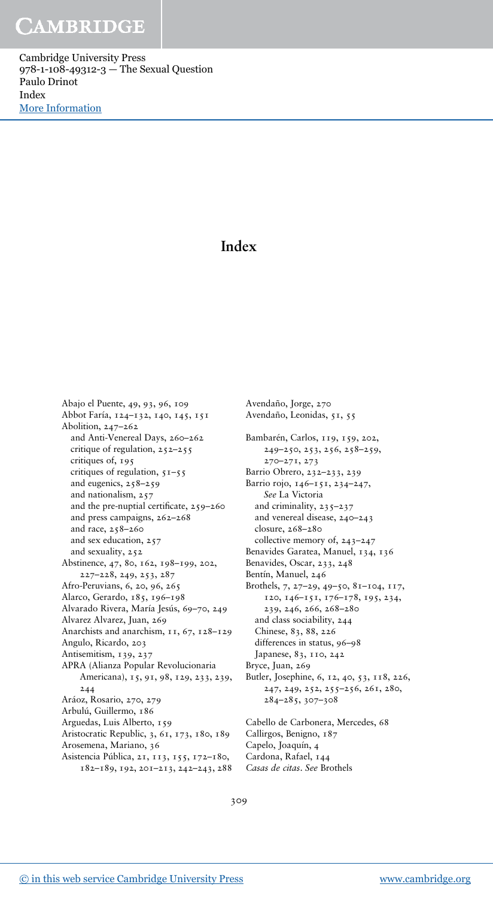# Index

Abajo el Puente, 49, 93, 96, 109
Abbot Faría, 124–132, 140, 145, 151
Abolition, 247–262
  and Anti-Venereal Days, 260–262
  critique of regulation, 252–255
  critiques of, 195
  critiques of regulation, 51–55
  and eugenics, 258–259
  and nationalism, 257
  and the pre-nuptial certificate, 259–260
  and press campaigns, 262–268
  and race, 258–260
  and sex education, 257
  and sexuality, 252
Abstinence, 47, 80, 162, 198–199, 202, 227–228, 249, 253, 287
Afro-Peruvians, 6, 20, 96, 265
Alarco, Gerardo, 185, 196–198
Alvarado Rivera, María Jesús, 69–70, 249
Alvarez Alvarez, Juan, 269
Anarchists and anarchism, 11, 67, 128–129
Angulo, Ricardo, 203
Antisemitism, 139, 237
APRA (Alianza Popular Revolucionaria Americana), 15, 91, 98, 129, 233, 239, 244
Aráoz, Rosario, 270, 279
Arbulú, Guillermo, 186
Arguedas, Luis Alberto, 159
Aristocratic Republic, 3, 61, 173, 180, 189
Arosemena, Mariano, 36
Asistencia Pública, 21, 113, 155, 172–180, 182–189, 192, 201–213, 242–243, 288
Avendaño, Jorge, 270
Avendaño, Leonidas, 51, 55

Bambarén, Carlos, 119, 159, 202, 249–250, 253, 256, 258–259, 270–271, 273
Barrio Obrero, 232–233, 239
Barrio rojo, 146–151, 234–247, *See* La Victoria
  and criminality, 235–237
  and venereal disease, 240–243
  closure, 268–280
  collective memory of, 243–247
Benavides Garatea, Manuel, 134, 136
Benavides, Oscar, 233, 248
Bentín, Manuel, 246
Brothels, 7, 27–29, 49–50, 81–104, 117, 120, 146–151, 176–178, 195, 234, 239, 246, 266, 268–280
  and class sociability, 244
  Chinese, 83, 88, 226
  differences in status, 96–98
  Japanese, 83, 110, 242
Bryce, Juan, 269
Butler, Josephine, 6, 12, 40, 53, 118, 226, 247, 249, 252, 255–256, 261, 280, 284–285, 307–308

Cabello de Carbonera, Mercedes, 68
Callirgos, Benigno, 187
Capelo, Joaquín, 4
Cardona, Rafael, 144
*Casas de citas*. *See* Brothels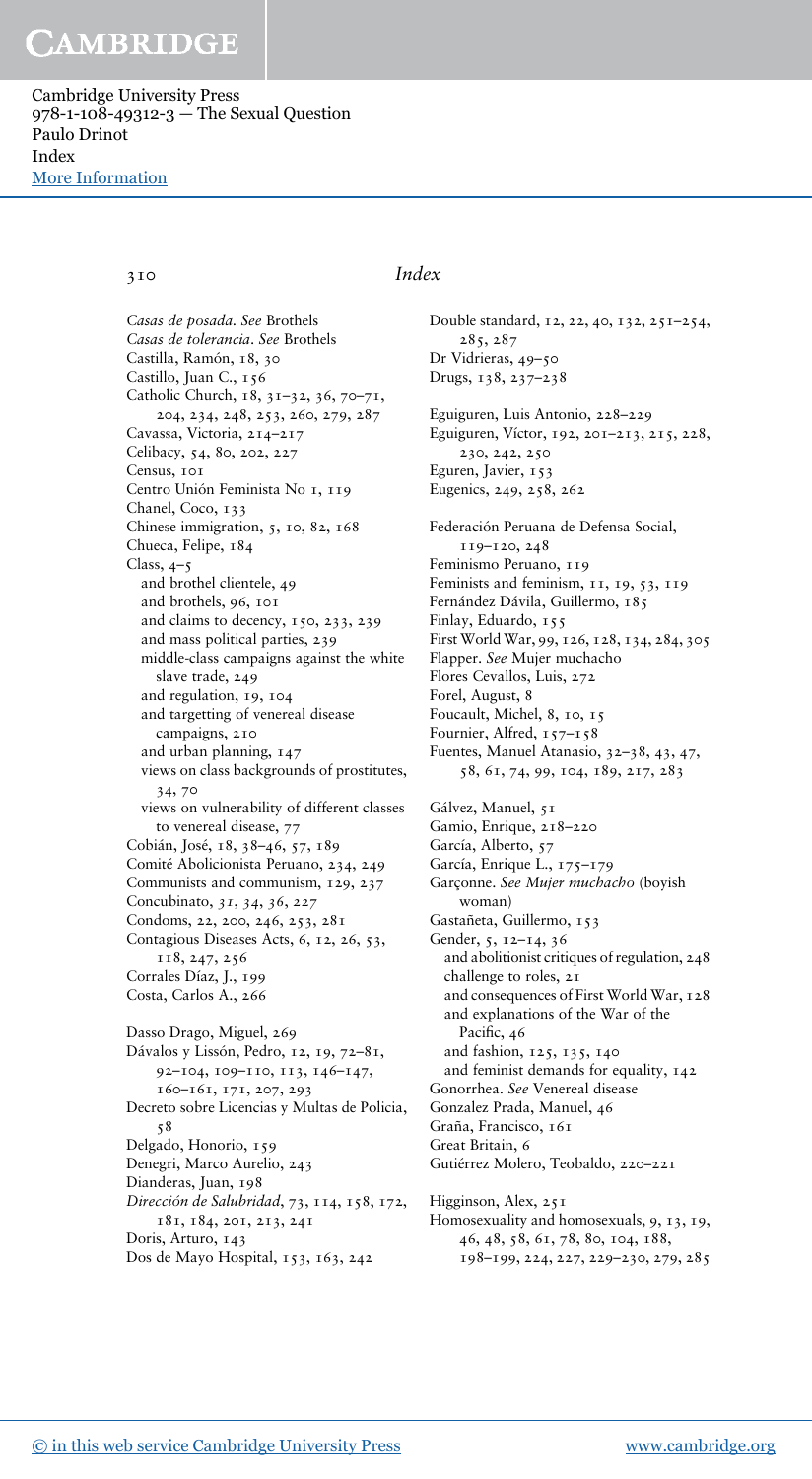*Casas de posada*. *See* Brothels
*Casas de tolerancia*. *See* Brothels
Castilla, Ramón, 18, 30
Castillo, Juan C., 156
Catholic Church, 18, 31–32, 36, 70–71, 204, 234, 248, 253, 260, 279, 287
Cavassa, Victoria, 214–217
Celibacy, 54, 80, 202, 227
Census, 101
Centro Unión Feminista No 1, 119
Chanel, Coco, 133
Chinese immigration, 5, 10, 82, 168
Chueca, Felipe, 184
Class, 4–5
  and brothel clientele, 49
  and brothels, 96, 101
  and claims to decency, 150, 233, 239
  and mass political parties, 239
  middle-class campaigns against the white slave trade, 249
  and regulation, 19, 104
  and targetting of venereal disease campaigns, 210
  and urban planning, 147
  views on class backgrounds of prostitutes, 34, 70
  views on vulnerability of different classes to venereal disease, 77
Cobián, José, 18, 38–46, 57, 189
Comité Abolicionista Peruano, 234, 249
Communists and communism, 129, 237
*Concubinato*, 31, 34, 36, 227
Condoms, 22, 200, 246, 253, 281
Contagious Diseases Acts, 6, 12, 26, 53, 118, 247, 256
Corrales Díaz, J., 199
Costa, Carlos A., 266

Dasso Drago, Miguel, 269
Dávalos y Lissón, Pedro, 12, 19, 72–81, 92–104, 109–110, 113, 146–147, 160–161, 171, 207, 293
Decreto sobre Licencias y Multas de Policía, 58
Delgado, Honorio, 159
Denegri, Marco Aurelio, 243
Dianderas, Juan, 198
*Dirección de Salubridad*, 73, 114, 158, 172, 181, 184, 201, 213, 241
Doris, Arturo, 143
Dos de Mayo Hospital, 153, 163, 242
Double standard, 12, 22, 40, 132, 251–254, 285, 287
Dr Vidrieras, 49–50
Drugs, 138, 237–238

Eguiguren, Luis Antonio, 228–229
Eguiguren, Víctor, 192, 201–213, 215, 228, 230, 242, 250
Eguren, Javier, 153
Eugenics, 249, 258, 262

Federación Peruana de Defensa Social, 119–120, 248
Feminismo Peruano, 119
Feminists and feminism, 11, 19, 53, 119
Fernández Dávila, Guillermo, 185
Finlay, Eduardo, 155
First World War, 99, 126, 128, 134, 284, 305
Flapper. *See* Mujer muchacho
Flores Cevallos, Luis, 272
Forel, August, 8
Foucault, Michel, 8, 10, 15
Fournier, Alfred, 157–158
Fuentes, Manuel Atanasio, 32–38, 43, 47, 58, 61, 74, 99, 104, 189, 217, 283

Gálvez, Manuel, 51
Gamio, Enrique, 218–220
García, Alberto, 57
García, Enrique L., 175–179
Garçonne. *See Mujer muchacho* (boyish woman)
Gastañeta, Guillermo, 153
Gender, 5, 12–14, 36
  and abolitionist critiques of regulation, 248
  challenge to roles, 21
  and consequences of First World War, 128
  and explanations of the War of the Pacific, 46
  and fashion, 125, 135, 140
  and feminist demands for equality, 142
Gonorrhea. *See* Venereal disease
Gonzalez Prada, Manuel, 46
Graña, Francisco, 161
Great Britain, 6
Gutiérrez Molero, Teobaldo, 220–221

Higginson, Alex, 251
Homosexuality and homosexuals, 9, 13, 19, 46, 48, 58, 61, 78, 80, 104, 188, 198–199, 224, 227, 229–230, 279, 285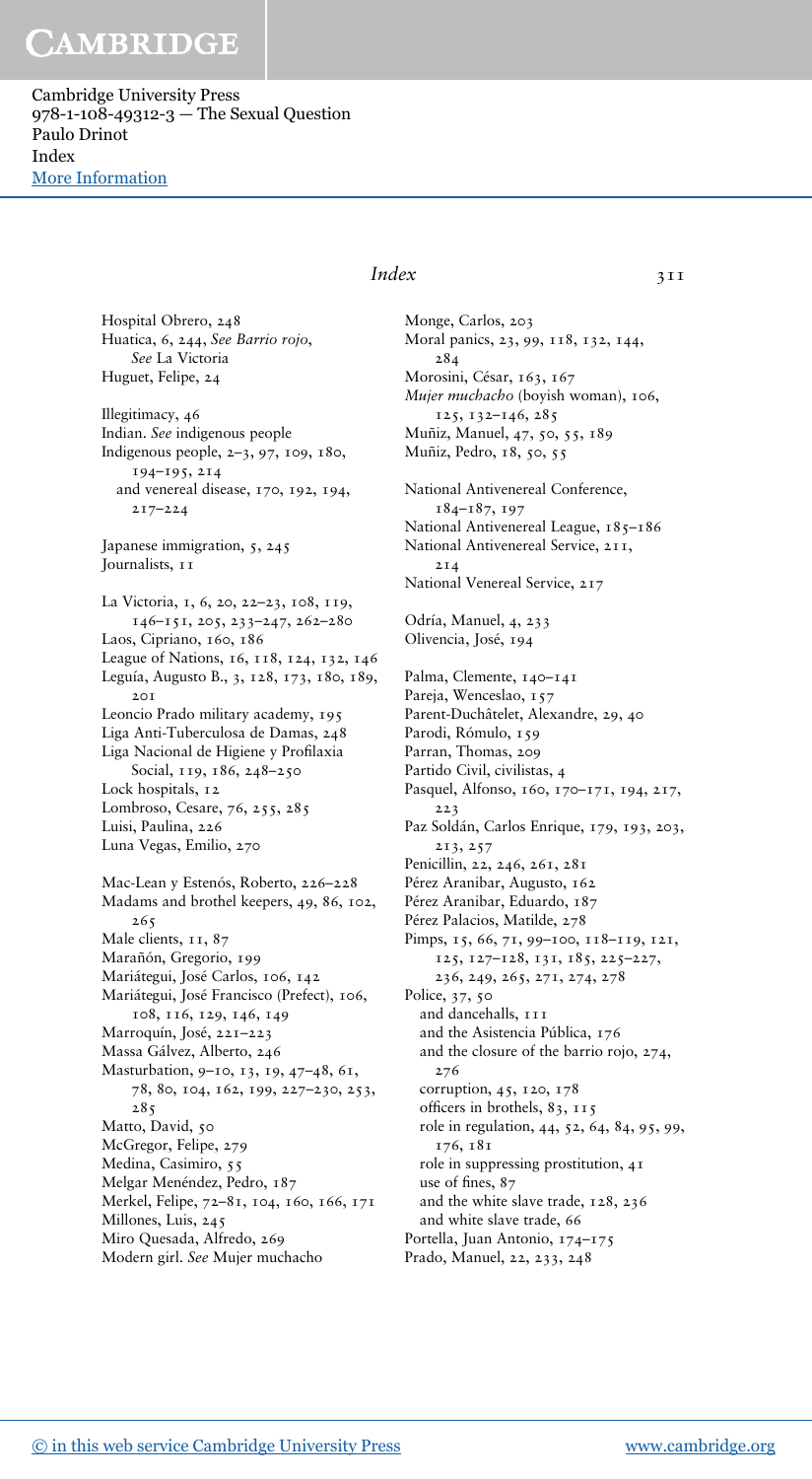Hospital Obrero, 248
Huatica, 6, 244, *See Barrio rojo*, *See* La Victoria
Huguet, Felipe, 24

Illegitimacy, 46
Indian. *See* indigenous people
Indigenous people, 2–3, 97, 109, 180, 194–195, 214
  and venereal disease, 170, 192, 194, 217–224

Japanese immigration, 5, 245
Journalists, 11

La Victoria, 1, 6, 20, 22–23, 108, 119, 146–151, 205, 233–247, 262–280
Laos, Cipriano, 160, 186
League of Nations, 16, 118, 124, 132, 146
Leguía, Augusto B., 3, 128, 173, 180, 189, 201
Leoncio Prado military academy, 195
Liga Anti-Tuberculosa de Damas, 248
Liga Nacional de Higiene y Profilaxia Social, 119, 186, 248–250
Lock hospitals, 12
Lombroso, Cesare, 76, 255, 285
Luisi, Paulina, 226
Luna Vegas, Emilio, 270

Mac-Lean y Estenós, Roberto, 226–228
Madams and brothel keepers, 49, 86, 102, 265
Male clients, 11, 87
Marañón, Gregorio, 199
Mariátegui, José Carlos, 106, 142
Mariátegui, José Francisco (Prefect), 106, 108, 116, 129, 146, 149
Marroquín, José, 221–223
Massa Gálvez, Alberto, 246
Masturbation, 9–10, 13, 19, 47–48, 61, 78, 80, 104, 162, 199, 227–230, 253, 285
Matto, David, 50
McGregor, Felipe, 279
Medina, Casimiro, 55
Melgar Menéndez, Pedro, 187
Merkel, Felipe, 72–81, 104, 160, 166, 171
Millones, Luis, 245
Miro Quesada, Alfredo, 269
Modern girl. *See* Mujer muchacho

Monge, Carlos, 203
Moral panics, 23, 99, 118, 132, 144, 284
Morosini, César, 163, 167
*Mujer muchacho* (boyish woman), 106, 125, 132–146, 285
Muñiz, Manuel, 47, 50, 55, 189
Muñiz, Pedro, 18, 50, 55

National Antivenereal Conference, 184–187, 197
National Antivenereal League, 185–186
National Antivenereal Service, 211, 214
National Venereal Service, 217

Odría, Manuel, 4, 233
Olivencia, José, 194

Palma, Clemente, 140–141
Pareja, Wenceslao, 157
Parent-Duchâtelet, Alexandre, 29, 40
Parodi, Rómulo, 159
Parran, Thomas, 209
Partido Civil, civilistas, 4
Pasquel, Alfonso, 160, 170–171, 194, 217, 223
Paz Soldán, Carlos Enrique, 179, 193, 203, 213, 257
Penicillin, 22, 246, 261, 281
Pérez Aranibar, Augusto, 162
Pérez Aranibar, Eduardo, 187
Pérez Palacios, Matilde, 278
Pimps, 15, 66, 71, 99–100, 118–119, 121, 125, 127–128, 131, 185, 225–227, 236, 249, 265, 271, 274, 278
Police, 37, 50
  and dancehalls, 111
  and the Asistencia Pública, 176
  and the closure of the barrio rojo, 274, 276
  corruption, 45, 120, 178
  officers in brothels, 83, 115
  role in regulation, 44, 52, 64, 84, 95, 99, 176, 181
  role in suppressing prostitution, 41
  use of fines, 87
  and the white slave trade, 128, 236
  and white slave trade, 66
Portella, Juan Antonio, 174–175
Prado, Manuel, 22, 233, 248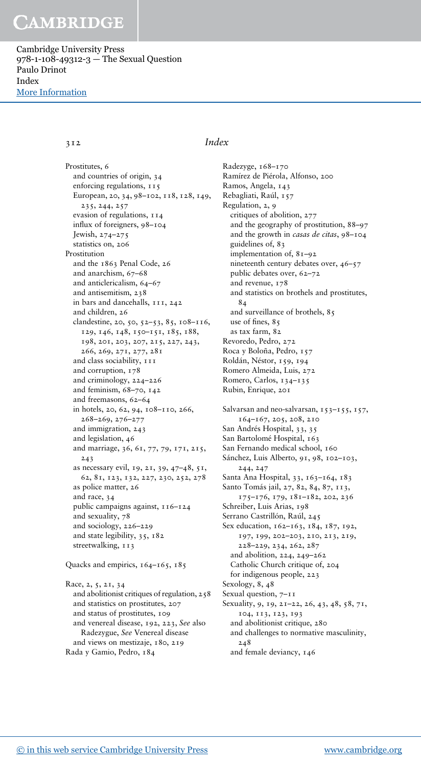Prostitutes, 6
- and countries of origin, 34
- enforcing regulations, 115
- European, 20, 34, 98–102, 118, 128, 149, 235, 244, 257
- evasion of regulations, 114
- influx of foreigners, 98–104
- Jewish, 274–275
- statistics on, 206

Prostitution
- and the 1863 Penal Code, 26
- and anarchism, 67–68
- and anticlericalism, 64–67
- and antisemitism, 238
- in bars and dancehalls, 111, 242
- and children, 26
- clandestine, 20, 50, 52–53, 85, 108–116, 129, 146, 148, 150–151, 185, 188, 198, 201, 203, 207, 215, 227, 243, 266, 269, 271, 277, 281
- and class sociability, 111
- and corruption, 178
- and criminology, 224–226
- and feminism, 68–70, 142
- and freemasons, 62–64
- in hotels, 20, 62, 94, 108–110, 266, 268–269, 276–277
- and immigration, 243
- and legislation, 46
- and marriage, 36, 61, 77, 79, 171, 215, 243
- as necessary evil, 19, 21, 39, 47–48, 51, 62, 81, 123, 132, 227, 230, 252, 278
- as police matter, 26
- and race, 34
- public campaigns against, 116–124
- and sexuality, 78
- and sociology, 226–229
- and state legibility, 35, 182
- streetwalking, 113

Quacks and empirics, 164–165, 185

Race, 2, 5, 21, 34
- and abolitionist critiques of regulation, 258
- and statistics on prostitutes, 207
- and status of prostitutes, 109
- and venereal disease, 192, 223, *See* also Radezygue, *See* Venereal disease
- and views on mestizaje, 180, 219

Rada y Gamio, Pedro, 184

Radezyge, 168–170

Ramírez de Piérola, Alfonso, 200

Ramos, Angela, 143

Rebagliati, Raúl, 157

Regulation, 2, 9
- critiques of abolition, 277
- and the geography of prostitution, 88–97
- and the growth in *casas de citas*, 98–104
- guidelines of, 83
- implementation of, 81–92
- nineteenth century debates over, 46–57
- public debates over, 62–72
- and revenue, 178
- and statistics on brothels and prostitutes, 84
- and surveillance of brothels, 85
- use of fines, 85
- as tax farm, 82

Revoredo, Pedro, 272

Roca y Boloña, Pedro, 157

Roldán, Néstor, 159, 194

Romero Almeida, Luis, 272

Romero, Carlos, 134–135

Rubin, Enrique, 201

Salvarsan and neo-salvarsan, 153–155, 157, 164–167, 205, 208, 210

San Andrés Hospital, 33, 35

San Bartolomé Hospital, 163

San Fernando medical school, 160

Sánchez, Luis Alberto, 91, 98, 102–103, 244, 247

Santa Ana Hospital, 33, 163–164, 183

Santo Tomás jail, 27, 82, 84, 87, 113, 175–176, 179, 181–182, 202, 236

Schreiber, Luis Arias, 198

Serrano Castrillón, Raúl, 245

Sex education, 162–163, 184, 187, 192, 197, 199, 202–203, 210, 213, 219, 228–229, 234, 262, 287
- and abolition, 224, 249–262
- Catholic Church critique of, 204
- for indigenous people, 223

Sexology, 8, 48

Sexual question, 7–11

Sexuality, 9, 19, 21–22, 26, 43, 48, 58, 71, 104, 113, 123, 193
- and abolitionist critique, 280
- and challenges to normative masculinity, 248
- and female deviancy, 146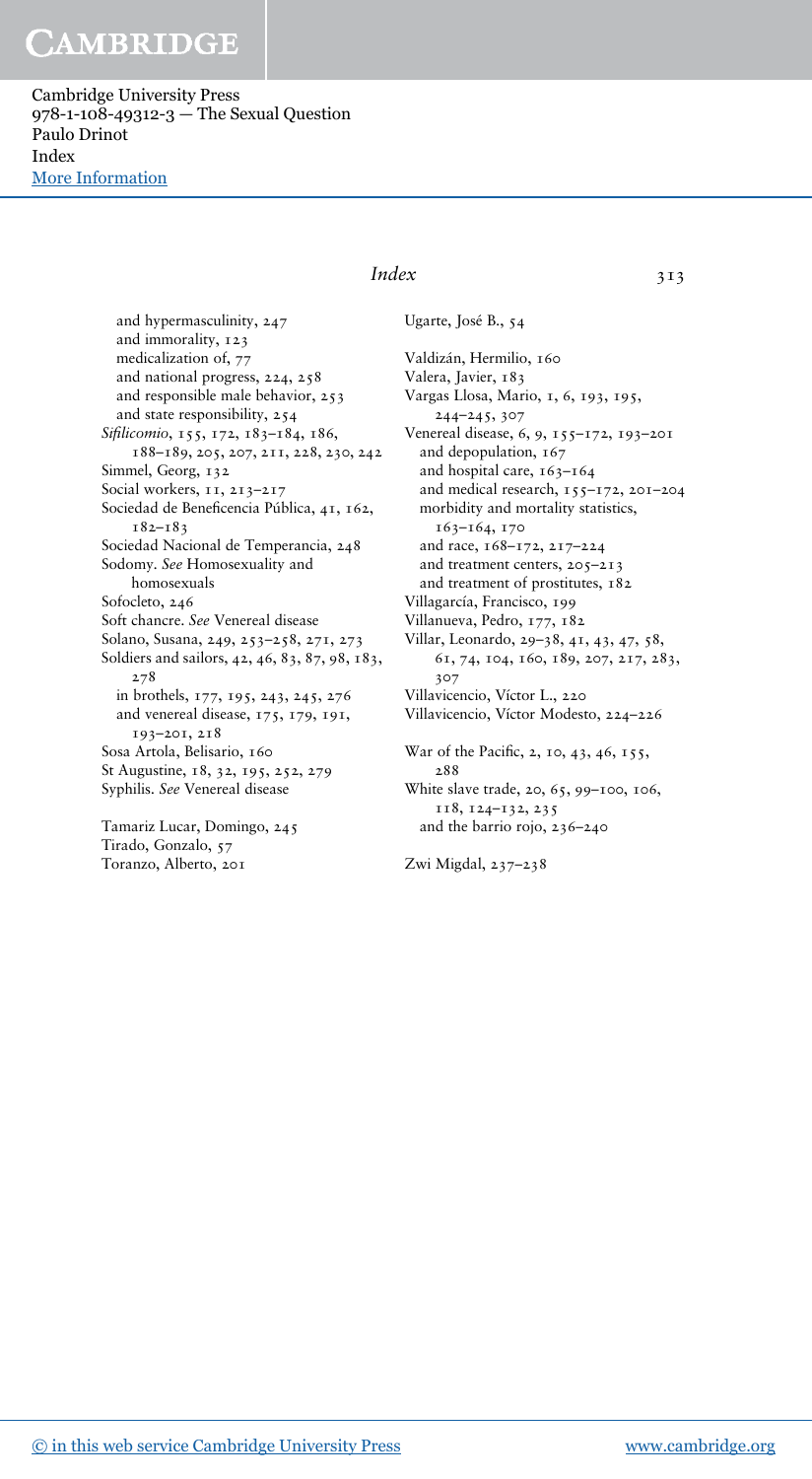and hypermasculinity, 247
  and immorality, 123
  medicalization of, 77
  and national progress, 224, 258
  and responsible male behavior, 253
  and state responsibility, 254
*Sifilicomio*, 155, 172, 183–184, 186, 188–189, 205, 207, 211, 228, 230, 242
Simmel, Georg, 132
Social workers, 11, 213–217
Sociedad de Beneficencia Pública, 41, 162, 182–183
Sociedad Nacional de Temperancia, 248
Sodomy. *See* Homosexuality and homosexuals
Sofocleto, 246
Soft chancre. *See* Venereal disease
Solano, Susana, 249, 253–258, 271, 273
Soldiers and sailors, 42, 46, 83, 87, 98, 183, 278
  in brothels, 177, 195, 243, 245, 276
  and venereal disease, 175, 179, 191, 193–201, 218
Sosa Artola, Belisario, 160
St Augustine, 18, 32, 195, 252, 279
Syphilis. *See* Venereal disease

Tamariz Lucar, Domingo, 245
Tirado, Gonzalo, 57
Toranzo, Alberto, 201

Ugarte, José B., 54

Valdizán, Hermilio, 160
Valera, Javier, 183
Vargas Llosa, Mario, 1, 6, 193, 195, 244–245, 307
Venereal disease, 6, 9, 155–172, 193–201
  and depopulation, 167
  and hospital care, 163–164
  and medical research, 155–172, 201–204
  morbidity and mortality statistics, 163–164, 170
  and race, 168–172, 217–224
  and treatment centers, 205–213
  and treatment of prostitutes, 182
Villagarcía, Francisco, 199
Villanueva, Pedro, 177, 182
Villar, Leonardo, 29–38, 41, 43, 47, 58, 61, 74, 104, 160, 189, 207, 217, 283, 307
Villavicencio, Víctor L., 220
Villavicencio, Víctor Modesto, 224–226

War of the Pacific, 2, 10, 43, 46, 155, 288
White slave trade, 20, 65, 99–100, 106, 118, 124–132, 235
  and the barrio rojo, 236–240

Zwi Migdal, 237–238